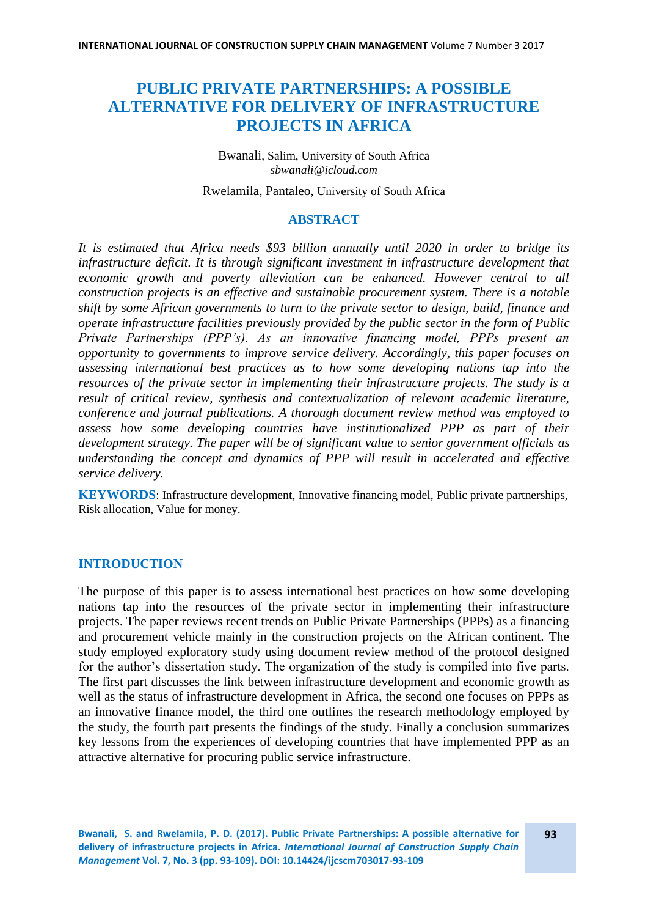# PUBLIC PRIVATE PARTNERSHIPS: A POSSIBLE ALTERNATIVE FOR DELIVERY OF INFRASTRUCTURE PROJECTS IN AFRICA

Bwanali, Salim, University of South Africa
*sbwanali@icloud.com*

Rwelamila, Pantaleo, University of South Africa

## ABSTRACT

*It is estimated that Africa needs $93 billion annually until 2020 in order to bridge its infrastructure deficit. It is through significant investment in infrastructure development that economic growth and poverty alleviation can be enhanced. However central to all construction projects is an effective and sustainable procurement system. There is a notable shift by some African governments to turn to the private sector to design, build, finance and operate infrastructure facilities previously provided by the public sector in the form of Public Private Partnerships (PPP's). As an innovative financing model, PPPs present an opportunity to governments to improve service delivery. Accordingly, this paper focuses on assessing international best practices as to how some developing nations tap into the resources of the private sector in implementing their infrastructure projects. The study is a result of critical review, synthesis and contextualization of relevant academic literature, conference and journal publications. A thorough document review method was employed to assess how some developing countries have institutionalized PPP as part of their development strategy. The paper will be of significant value to senior government officials as understanding the concept and dynamics of PPP will result in accelerated and effective service delivery.*

**KEYWORDS**: Infrastructure development, Innovative financing model, Public private partnerships, Risk allocation, Value for money.

## INTRODUCTION

The purpose of this paper is to assess international best practices on how some developing nations tap into the resources of the private sector in implementing their infrastructure projects. The paper reviews recent trends on Public Private Partnerships (PPPs) as a financing and procurement vehicle mainly in the construction projects on the African continent. The study employed exploratory study using document review method of the protocol designed for the author's dissertation study. The organization of the study is compiled into five parts. The first part discusses the link between infrastructure development and economic growth as well as the status of infrastructure development in Africa, the second one focuses on PPPs as an innovative finance model, the third one outlines the research methodology employed by the study, the fourth part presents the findings of the study. Finally a conclusion summarizes key lessons from the experiences of developing countries that have implemented PPP as an attractive alternative for procuring public service infrastructure.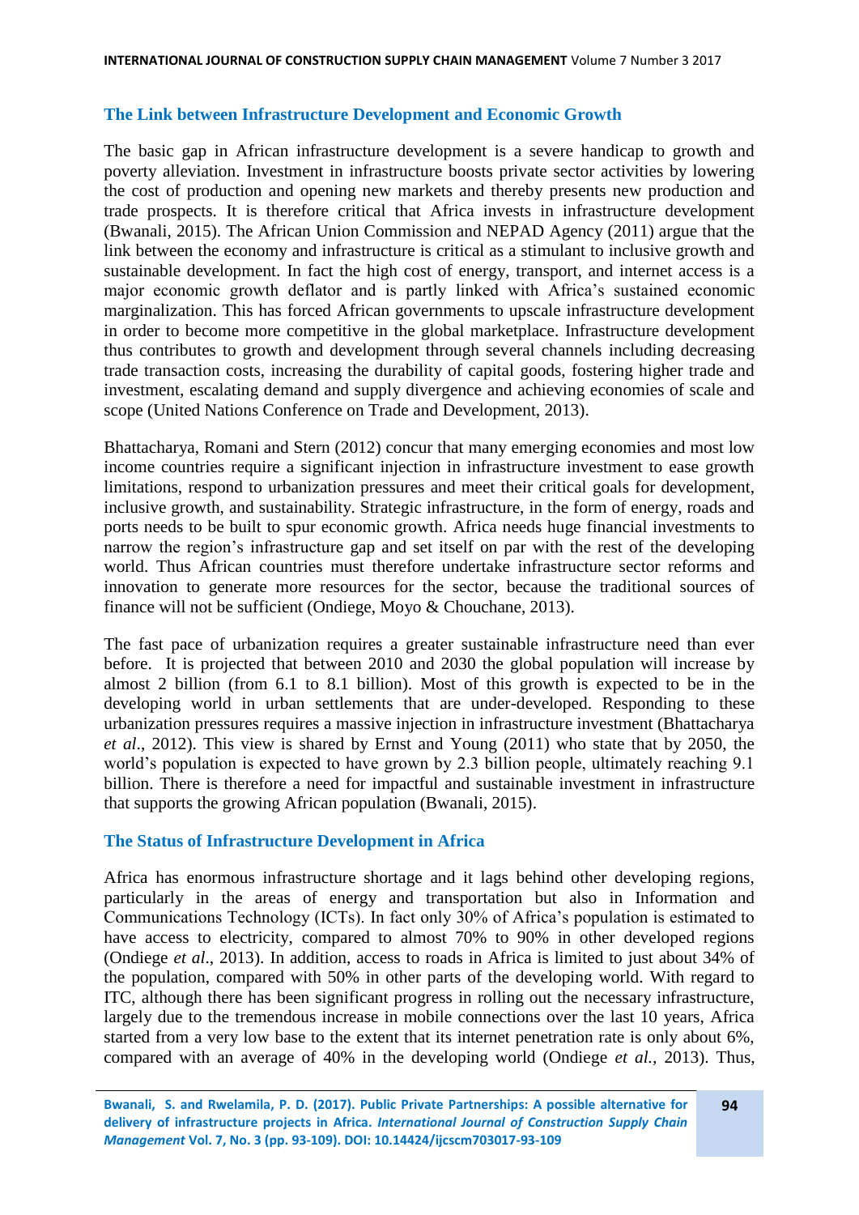## The Link between Infrastructure Development and Economic Growth

The basic gap in African infrastructure development is a severe handicap to growth and poverty alleviation. Investment in infrastructure boosts private sector activities by lowering the cost of production and opening new markets and thereby presents new production and trade prospects. It is therefore critical that Africa invests in infrastructure development (Bwanali, 2015). The African Union Commission and NEPAD Agency (2011) argue that the link between the economy and infrastructure is critical as a stimulant to inclusive growth and sustainable development. In fact the high cost of energy, transport, and internet access is a major economic growth deflator and is partly linked with Africa's sustained economic marginalization. This has forced African governments to upscale infrastructure development in order to become more competitive in the global marketplace. Infrastructure development thus contributes to growth and development through several channels including decreasing trade transaction costs, increasing the durability of capital goods, fostering higher trade and investment, escalating demand and supply divergence and achieving economies of scale and scope (United Nations Conference on Trade and Development, 2013).

Bhattacharya, Romani and Stern (2012) concur that many emerging economies and most low income countries require a significant injection in infrastructure investment to ease growth limitations, respond to urbanization pressures and meet their critical goals for development, inclusive growth, and sustainability. Strategic infrastructure, in the form of energy, roads and ports needs to be built to spur economic growth. Africa needs huge financial investments to narrow the region's infrastructure gap and set itself on par with the rest of the developing world. Thus African countries must therefore undertake infrastructure sector reforms and innovation to generate more resources for the sector, because the traditional sources of finance will not be sufficient (Ondiege, Moyo & Chouchane, 2013).

The fast pace of urbanization requires a greater sustainable infrastructure need than ever before. It is projected that between 2010 and 2030 the global population will increase by almost 2 billion (from 6.1 to 8.1 billion). Most of this growth is expected to be in the developing world in urban settlements that are under-developed. Responding to these urbanization pressures requires a massive injection in infrastructure investment (Bhattacharya *et al*., 2012). This view is shared by Ernst and Young (2011) who state that by 2050, the world's population is expected to have grown by 2.3 billion people, ultimately reaching 9.1 billion. There is therefore a need for impactful and sustainable investment in infrastructure that supports the growing African population (Bwanali, 2015).

## The Status of Infrastructure Development in Africa

Africa has enormous infrastructure shortage and it lags behind other developing regions, particularly in the areas of energy and transportation but also in Information and Communications Technology (ICTs). In fact only 30% of Africa's population is estimated to have access to electricity, compared to almost 70% to 90% in other developed regions (Ondiege *et al*., 2013). In addition, access to roads in Africa is limited to just about 34% of the population, compared with 50% in other parts of the developing world. With regard to ITC, although there has been significant progress in rolling out the necessary infrastructure, largely due to the tremendous increase in mobile connections over the last 10 years, Africa started from a very low base to the extent that its internet penetration rate is only about 6%, compared with an average of 40% in the developing world (Ondiege *et al.*, 2013). Thus,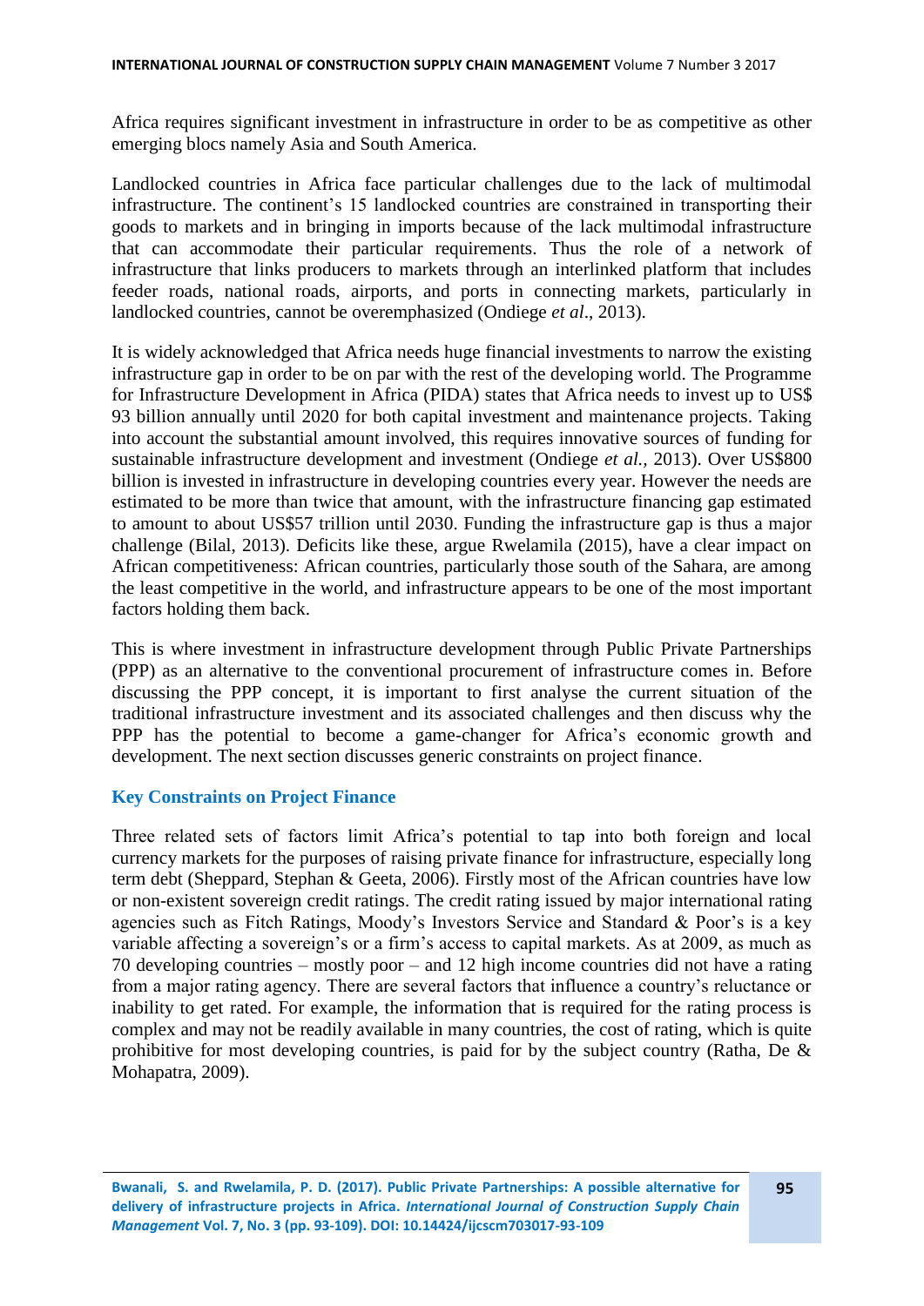Africa requires significant investment in infrastructure in order to be as competitive as other emerging blocs namely Asia and South America.

Landlocked countries in Africa face particular challenges due to the lack of multimodal infrastructure. The continent's 15 landlocked countries are constrained in transporting their goods to markets and in bringing in imports because of the lack multimodal infrastructure that can accommodate their particular requirements. Thus the role of a network of infrastructure that links producers to markets through an interlinked platform that includes feeder roads, national roads, airports, and ports in connecting markets, particularly in landlocked countries, cannot be overemphasized (Ondiege *et al*., 2013).

It is widely acknowledged that Africa needs huge financial investments to narrow the existing infrastructure gap in order to be on par with the rest of the developing world. The Programme for Infrastructure Development in Africa (PIDA) states that Africa needs to invest up to US$ 93 billion annually until 2020 for both capital investment and maintenance projects. Taking into account the substantial amount involved, this requires innovative sources of funding for sustainable infrastructure development and investment (Ondiege *et al.*, 2013). Over US$800 billion is invested in infrastructure in developing countries every year. However the needs are estimated to be more than twice that amount, with the infrastructure financing gap estimated to amount to about US$57 trillion until 2030. Funding the infrastructure gap is thus a major challenge (Bilal, 2013). Deficits like these, argue Rwelamila (2015), have a clear impact on African competitiveness: African countries, particularly those south of the Sahara, are among the least competitive in the world, and infrastructure appears to be one of the most important factors holding them back.

This is where investment in infrastructure development through Public Private Partnerships (PPP) as an alternative to the conventional procurement of infrastructure comes in. Before discussing the PPP concept, it is important to first analyse the current situation of the traditional infrastructure investment and its associated challenges and then discuss why the PPP has the potential to become a game-changer for Africa's economic growth and development. The next section discusses generic constraints on project finance.

## Key Constraints on Project Finance

Three related sets of factors limit Africa's potential to tap into both foreign and local currency markets for the purposes of raising private finance for infrastructure, especially long term debt (Sheppard, Stephan & Geeta, 2006). Firstly most of the African countries have low or non-existent sovereign credit ratings. The credit rating issued by major international rating agencies such as Fitch Ratings, Moody's Investors Service and Standard & Poor's is a key variable affecting a sovereign's or a firm's access to capital markets. As at 2009, as much as 70 developing countries – mostly poor – and 12 high income countries did not have a rating from a major rating agency. There are several factors that influence a country's reluctance or inability to get rated. For example, the information that is required for the rating process is complex and may not be readily available in many countries, the cost of rating, which is quite prohibitive for most developing countries, is paid for by the subject country (Ratha, De & Mohapatra, 2009).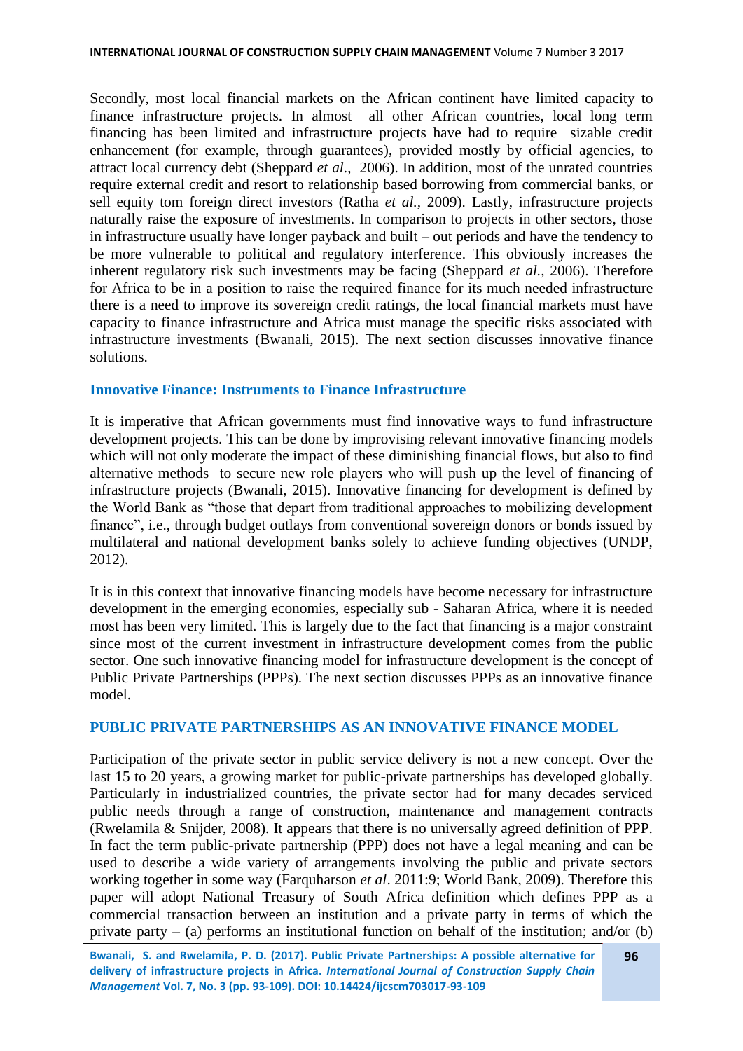Secondly, most local financial markets on the African continent have limited capacity to finance infrastructure projects. In almost all other African countries, local long term financing has been limited and infrastructure projects have had to require sizable credit enhancement (for example, through guarantees), provided mostly by official agencies, to attract local currency debt (Sheppard *et al*., 2006). In addition, most of the unrated countries require external credit and resort to relationship based borrowing from commercial banks, or sell equity tom foreign direct investors (Ratha *et al.*, 2009). Lastly, infrastructure projects naturally raise the exposure of investments. In comparison to projects in other sectors, those in infrastructure usually have longer payback and built – out periods and have the tendency to be more vulnerable to political and regulatory interference. This obviously increases the inherent regulatory risk such investments may be facing (Sheppard *et al.*, 2006). Therefore for Africa to be in a position to raise the required finance for its much needed infrastructure there is a need to improve its sovereign credit ratings, the local financial markets must have capacity to finance infrastructure and Africa must manage the specific risks associated with infrastructure investments (Bwanali, 2015). The next section discusses innovative finance solutions.

## Innovative Finance: Instruments to Finance Infrastructure

It is imperative that African governments must find innovative ways to fund infrastructure development projects. This can be done by improvising relevant innovative financing models which will not only moderate the impact of these diminishing financial flows, but also to find alternative methods to secure new role players who will push up the level of financing of infrastructure projects (Bwanali, 2015). Innovative financing for development is defined by the World Bank as "those that depart from traditional approaches to mobilizing development finance", i.e., through budget outlays from conventional sovereign donors or bonds issued by multilateral and national development banks solely to achieve funding objectives (UNDP, 2012).

It is in this context that innovative financing models have become necessary for infrastructure development in the emerging economies, especially sub - Saharan Africa, where it is needed most has been very limited. This is largely due to the fact that financing is a major constraint since most of the current investment in infrastructure development comes from the public sector. One such innovative financing model for infrastructure development is the concept of Public Private Partnerships (PPPs). The next section discusses PPPs as an innovative finance model.

## PUBLIC PRIVATE PARTNERSHIPS AS AN INNOVATIVE FINANCE MODEL

Participation of the private sector in public service delivery is not a new concept. Over the last 15 to 20 years, a growing market for public-private partnerships has developed globally. Particularly in industrialized countries, the private sector had for many decades serviced public needs through a range of construction, maintenance and management contracts (Rwelamila & Snijder, 2008). It appears that there is no universally agreed definition of PPP. In fact the term public-private partnership (PPP) does not have a legal meaning and can be used to describe a wide variety of arrangements involving the public and private sectors working together in some way (Farquharson *et al*. 2011:9; World Bank, 2009). Therefore this paper will adopt National Treasury of South Africa definition which defines PPP as a commercial transaction between an institution and a private party in terms of which the private party – (a) performs an institutional function on behalf of the institution; and/or (b)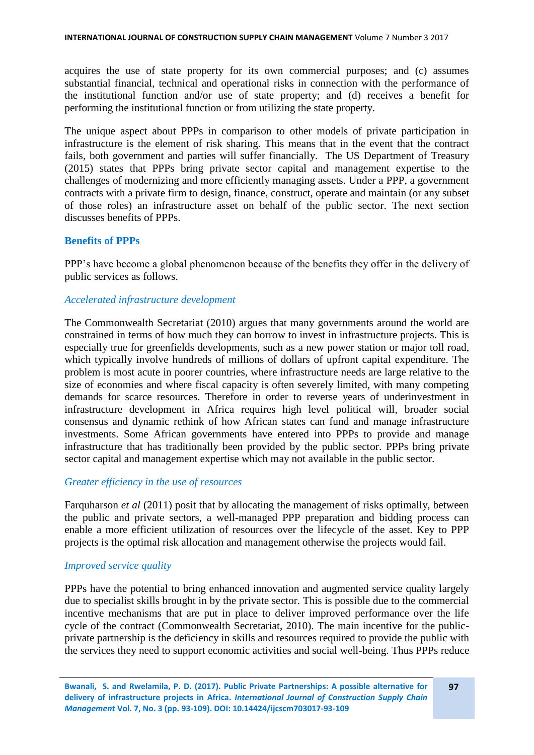acquires the use of state property for its own commercial purposes; and (c) assumes substantial financial, technical and operational risks in connection with the performance of the institutional function and/or use of state property; and (d) receives a benefit for performing the institutional function or from utilizing the state property.

The unique aspect about PPPs in comparison to other models of private participation in infrastructure is the element of risk sharing. This means that in the event that the contract fails, both government and parties will suffer financially. The US Department of Treasury (2015) states that PPPs bring private sector capital and management expertise to the challenges of modernizing and more efficiently managing assets. Under a PPP, a government contracts with a private firm to design, finance, construct, operate and maintain (or any subset of those roles) an infrastructure asset on behalf of the public sector. The next section discusses benefits of PPPs.

## Benefits of PPPs

PPP's have become a global phenomenon because of the benefits they offer in the delivery of public services as follows.

### *Accelerated infrastructure development*

The Commonwealth Secretariat (2010) argues that many governments around the world are constrained in terms of how much they can borrow to invest in infrastructure projects. This is especially true for greenfields developments, such as a new power station or major toll road, which typically involve hundreds of millions of dollars of upfront capital expenditure. The problem is most acute in poorer countries, where infrastructure needs are large relative to the size of economies and where fiscal capacity is often severely limited, with many competing demands for scarce resources. Therefore in order to reverse years of underinvestment in infrastructure development in Africa requires high level political will, broader social consensus and dynamic rethink of how African states can fund and manage infrastructure investments. Some African governments have entered into PPPs to provide and manage infrastructure that has traditionally been provided by the public sector. PPPs bring private sector capital and management expertise which may not available in the public sector.

### *Greater efficiency in the use of resources*

Farquharson *et al* (2011) posit that by allocating the management of risks optimally, between the public and private sectors, a well-managed PPP preparation and bidding process can enable a more efficient utilization of resources over the lifecycle of the asset. Key to PPP projects is the optimal risk allocation and management otherwise the projects would fail.

### *Improved service quality*

PPPs have the potential to bring enhanced innovation and augmented service quality largely due to specialist skills brought in by the private sector. This is possible due to the commercial incentive mechanisms that are put in place to deliver improved performance over the life cycle of the contract (Commonwealth Secretariat, 2010). The main incentive for the public-private partnership is the deficiency in skills and resources required to provide the public with the services they need to support economic activities and social well-being. Thus PPPs reduce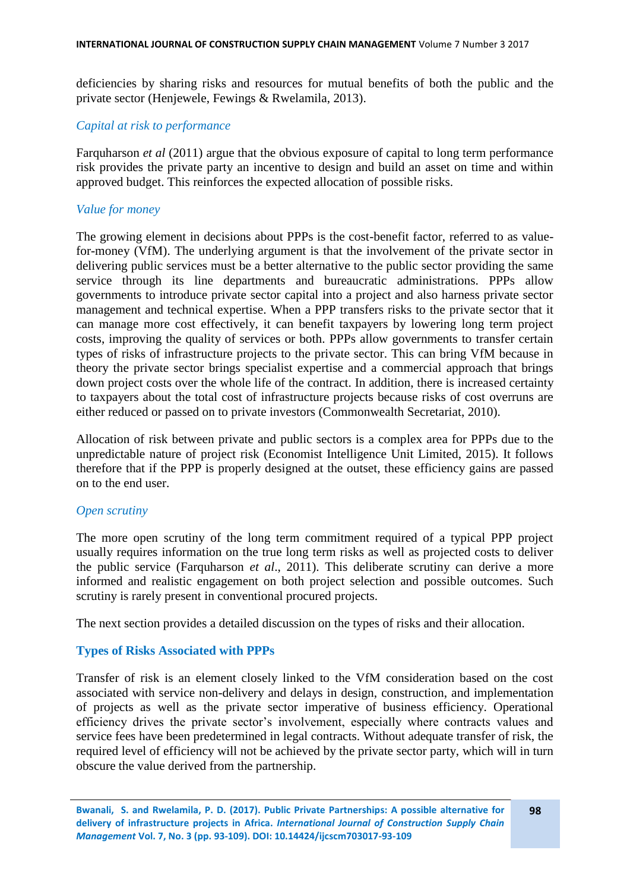deficiencies by sharing risks and resources for mutual benefits of both the public and the private sector (Henjewele, Fewings & Rwelamila, 2013).

### *Capital at risk to performance*

Farquharson *et al* (2011) argue that the obvious exposure of capital to long term performance risk provides the private party an incentive to design and build an asset on time and within approved budget. This reinforces the expected allocation of possible risks.

### *Value for money*

The growing element in decisions about PPPs is the cost-benefit factor, referred to as value-for-money (VfM). The underlying argument is that the involvement of the private sector in delivering public services must be a better alternative to the public sector providing the same service through its line departments and bureaucratic administrations. PPPs allow governments to introduce private sector capital into a project and also harness private sector management and technical expertise. When a PPP transfers risks to the private sector that it can manage more cost effectively, it can benefit taxpayers by lowering long term project costs, improving the quality of services or both. PPPs allow governments to transfer certain types of risks of infrastructure projects to the private sector. This can bring VfM because in theory the private sector brings specialist expertise and a commercial approach that brings down project costs over the whole life of the contract. In addition, there is increased certainty to taxpayers about the total cost of infrastructure projects because risks of cost overruns are either reduced or passed on to private investors (Commonwealth Secretariat, 2010).

Allocation of risk between private and public sectors is a complex area for PPPs due to the unpredictable nature of project risk (Economist Intelligence Unit Limited, 2015). It follows therefore that if the PPP is properly designed at the outset, these efficiency gains are passed on to the end user.

### *Open scrutiny*

The more open scrutiny of the long term commitment required of a typical PPP project usually requires information on the true long term risks as well as projected costs to deliver the public service (Farquharson *et al*., 2011). This deliberate scrutiny can derive a more informed and realistic engagement on both project selection and possible outcomes. Such scrutiny is rarely present in conventional procured projects.

The next section provides a detailed discussion on the types of risks and their allocation.

## Types of Risks Associated with PPPs

Transfer of risk is an element closely linked to the VfM consideration based on the cost associated with service non-delivery and delays in design, construction, and implementation of projects as well as the private sector imperative of business efficiency. Operational efficiency drives the private sector's involvement, especially where contracts values and service fees have been predetermined in legal contracts. Without adequate transfer of risk, the required level of efficiency will not be achieved by the private sector party, which will in turn obscure the value derived from the partnership.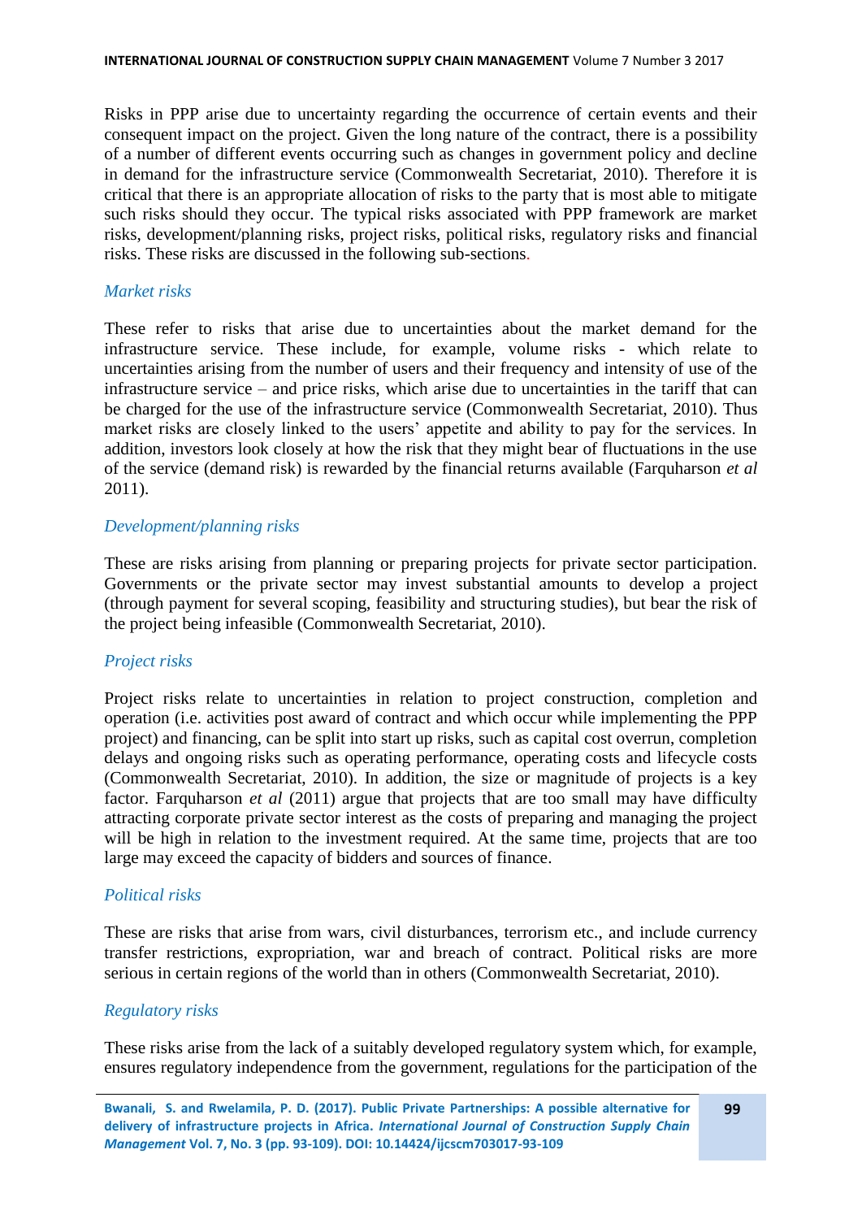Risks in PPP arise due to uncertainty regarding the occurrence of certain events and their consequent impact on the project. Given the long nature of the contract, there is a possibility of a number of different events occurring such as changes in government policy and decline in demand for the infrastructure service (Commonwealth Secretariat, 2010). Therefore it is critical that there is an appropriate allocation of risks to the party that is most able to mitigate such risks should they occur. The typical risks associated with PPP framework are market risks, development/planning risks, project risks, political risks, regulatory risks and financial risks. These risks are discussed in the following sub-sections.

### *Market risks*

These refer to risks that arise due to uncertainties about the market demand for the infrastructure service. These include, for example, volume risks - which relate to uncertainties arising from the number of users and their frequency and intensity of use of the infrastructure service – and price risks, which arise due to uncertainties in the tariff that can be charged for the use of the infrastructure service (Commonwealth Secretariat, 2010). Thus market risks are closely linked to the users' appetite and ability to pay for the services. In addition, investors look closely at how the risk that they might bear of fluctuations in the use of the service (demand risk) is rewarded by the financial returns available (Farquharson *et al* 2011).

### *Development/planning risks*

These are risks arising from planning or preparing projects for private sector participation. Governments or the private sector may invest substantial amounts to develop a project (through payment for several scoping, feasibility and structuring studies), but bear the risk of the project being infeasible (Commonwealth Secretariat, 2010).

### *Project risks*

Project risks relate to uncertainties in relation to project construction, completion and operation (i.e. activities post award of contract and which occur while implementing the PPP project) and financing, can be split into start up risks, such as capital cost overrun, completion delays and ongoing risks such as operating performance, operating costs and lifecycle costs (Commonwealth Secretariat, 2010). In addition, the size or magnitude of projects is a key factor. Farquharson *et al* (2011) argue that projects that are too small may have difficulty attracting corporate private sector interest as the costs of preparing and managing the project will be high in relation to the investment required. At the same time, projects that are too large may exceed the capacity of bidders and sources of finance.

### *Political risks*

These are risks that arise from wars, civil disturbances, terrorism etc., and include currency transfer restrictions, expropriation, war and breach of contract. Political risks are more serious in certain regions of the world than in others (Commonwealth Secretariat, 2010).

### *Regulatory risks*

These risks arise from the lack of a suitably developed regulatory system which, for example, ensures regulatory independence from the government, regulations for the participation of the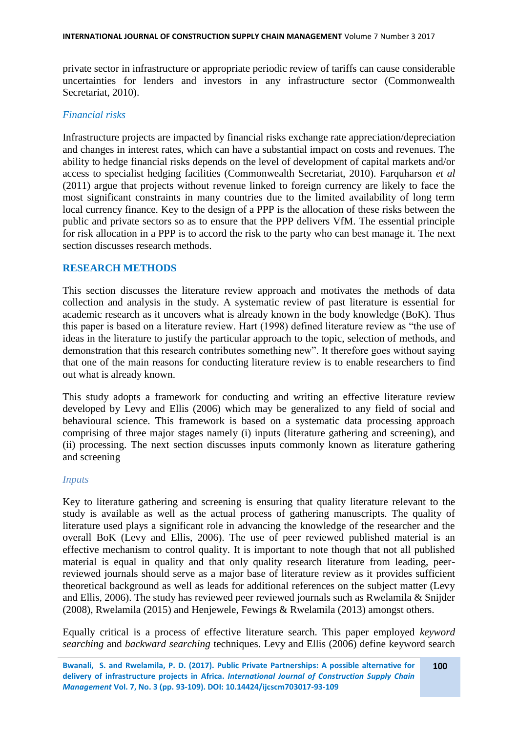private sector in infrastructure or appropriate periodic review of tariffs can cause considerable uncertainties for lenders and investors in any infrastructure sector (Commonwealth Secretariat, 2010).

### *Financial risks*

Infrastructure projects are impacted by financial risks exchange rate appreciation/depreciation and changes in interest rates, which can have a substantial impact on costs and revenues. The ability to hedge financial risks depends on the level of development of capital markets and/or access to specialist hedging facilities (Commonwealth Secretariat, 2010). Farquharson *et al* (2011) argue that projects without revenue linked to foreign currency are likely to face the most significant constraints in many countries due to the limited availability of long term local currency finance. Key to the design of a PPP is the allocation of these risks between the public and private sectors so as to ensure that the PPP delivers VfM. The essential principle for risk allocation in a PPP is to accord the risk to the party who can best manage it. The next section discusses research methods.

## RESEARCH METHODS

This section discusses the literature review approach and motivates the methods of data collection and analysis in the study. A systematic review of past literature is essential for academic research as it uncovers what is already known in the body knowledge (BoK). Thus this paper is based on a literature review. Hart (1998) defined literature review as "the use of ideas in the literature to justify the particular approach to the topic, selection of methods, and demonstration that this research contributes something new". It therefore goes without saying that one of the main reasons for conducting literature review is to enable researchers to find out what is already known.

This study adopts a framework for conducting and writing an effective literature review developed by Levy and Ellis (2006) which may be generalized to any field of social and behavioural science. This framework is based on a systematic data processing approach comprising of three major stages namely (i) inputs (literature gathering and screening), and (ii) processing. The next section discusses inputs commonly known as literature gathering and screening

### *Inputs*

Key to literature gathering and screening is ensuring that quality literature relevant to the study is available as well as the actual process of gathering manuscripts. The quality of literature used plays a significant role in advancing the knowledge of the researcher and the overall BoK (Levy and Ellis, 2006). The use of peer reviewed published material is an effective mechanism to control quality. It is important to note though that not all published material is equal in quality and that only quality research literature from leading, peer-reviewed journals should serve as a major base of literature review as it provides sufficient theoretical background as well as leads for additional references on the subject matter (Levy and Ellis, 2006). The study has reviewed peer reviewed journals such as Rwelamila & Snijder (2008), Rwelamila (2015) and Henjewele, Fewings & Rwelamila (2013) amongst others.

Equally critical is a process of effective literature search. This paper employed *keyword searching* and *backward searching* techniques. Levy and Ellis (2006) define keyword search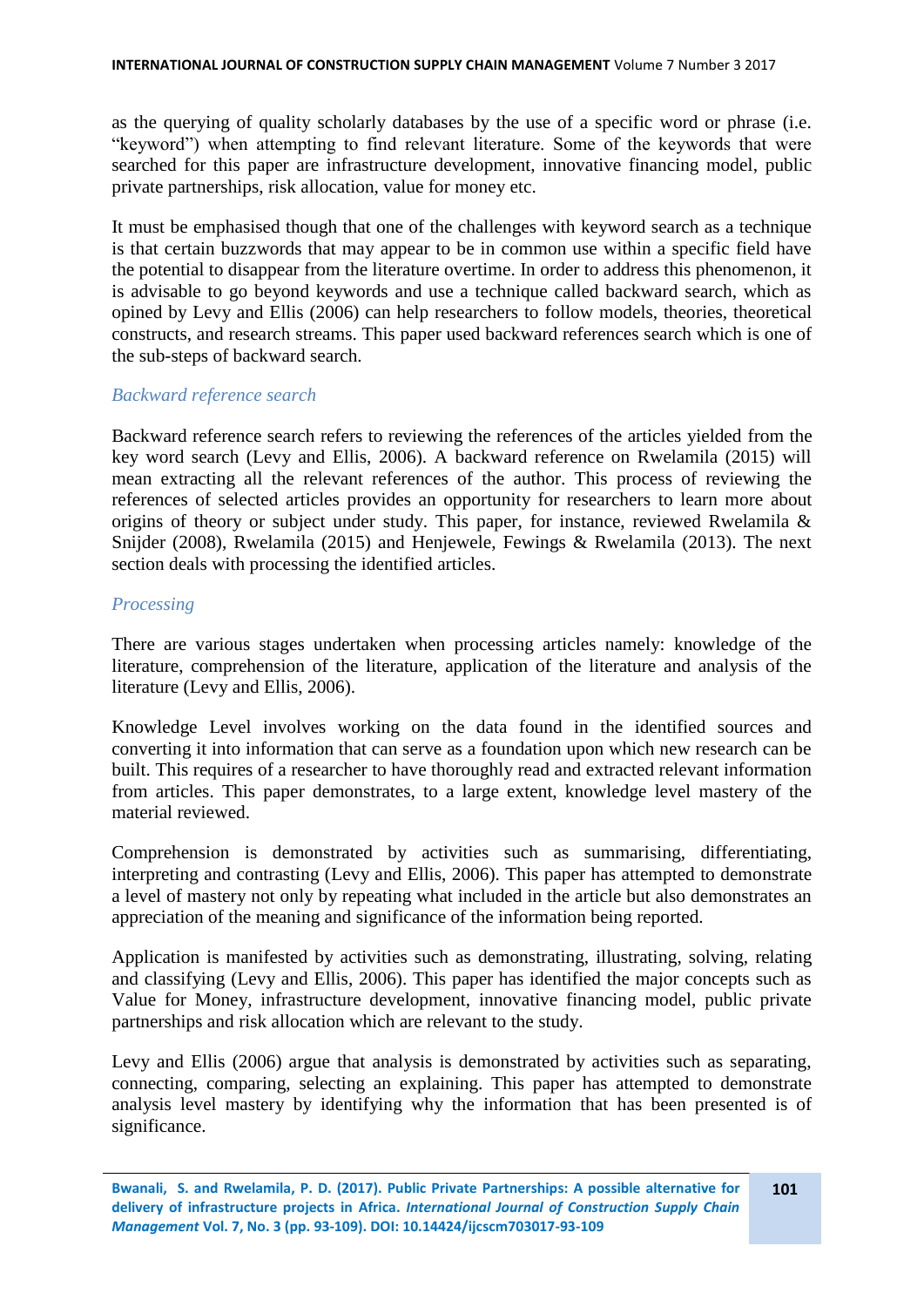as the querying of quality scholarly databases by the use of a specific word or phrase (i.e. "keyword") when attempting to find relevant literature. Some of the keywords that were searched for this paper are infrastructure development, innovative financing model, public private partnerships, risk allocation, value for money etc.

It must be emphasised though that one of the challenges with keyword search as a technique is that certain buzzwords that may appear to be in common use within a specific field have the potential to disappear from the literature overtime. In order to address this phenomenon, it is advisable to go beyond keywords and use a technique called backward search, which as opined by Levy and Ellis (2006) can help researchers to follow models, theories, theoretical constructs, and research streams. This paper used backward references search which is one of the sub-steps of backward search.

### *Backward reference search*

Backward reference search refers to reviewing the references of the articles yielded from the key word search (Levy and Ellis, 2006). A backward reference on Rwelamila (2015) will mean extracting all the relevant references of the author. This process of reviewing the references of selected articles provides an opportunity for researchers to learn more about origins of theory or subject under study. This paper, for instance, reviewed Rwelamila & Snijder (2008), Rwelamila (2015) and Henjewele, Fewings & Rwelamila (2013). The next section deals with processing the identified articles.

### *Processing*

There are various stages undertaken when processing articles namely: knowledge of the literature, comprehension of the literature, application of the literature and analysis of the literature (Levy and Ellis, 2006).

Knowledge Level involves working on the data found in the identified sources and converting it into information that can serve as a foundation upon which new research can be built. This requires of a researcher to have thoroughly read and extracted relevant information from articles. This paper demonstrates, to a large extent, knowledge level mastery of the material reviewed.

Comprehension is demonstrated by activities such as summarising, differentiating, interpreting and contrasting (Levy and Ellis, 2006). This paper has attempted to demonstrate a level of mastery not only by repeating what included in the article but also demonstrates an appreciation of the meaning and significance of the information being reported.

Application is manifested by activities such as demonstrating, illustrating, solving, relating and classifying (Levy and Ellis, 2006). This paper has identified the major concepts such as Value for Money, infrastructure development, innovative financing model, public private partnerships and risk allocation which are relevant to the study.

Levy and Ellis (2006) argue that analysis is demonstrated by activities such as separating, connecting, comparing, selecting an explaining. This paper has attempted to demonstrate analysis level mastery by identifying why the information that has been presented is of significance.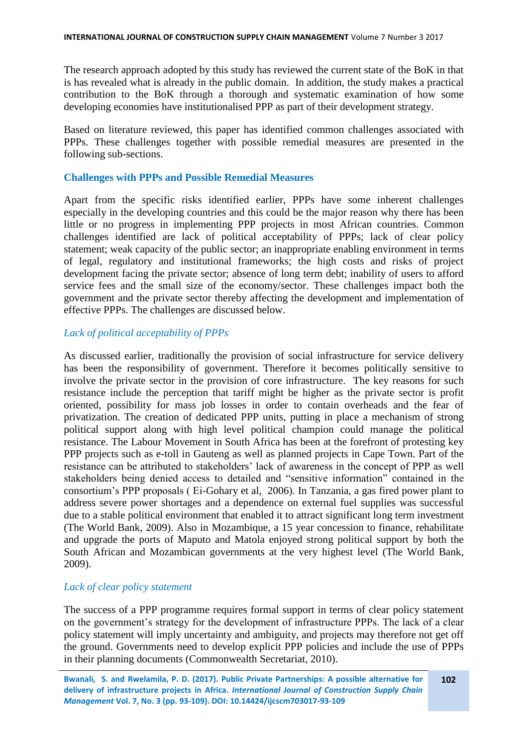The research approach adopted by this study has reviewed the current state of the BoK in that is has revealed what is already in the public domain. In addition, the study makes a practical contribution to the BoK through a thorough and systematic examination of how some developing economies have institutionalised PPP as part of their development strategy.

Based on literature reviewed, this paper has identified common challenges associated with PPPs. These challenges together with possible remedial measures are presented in the following sub-sections.

## Challenges with PPPs and Possible Remedial Measures

Apart from the specific risks identified earlier, PPPs have some inherent challenges especially in the developing countries and this could be the major reason why there has been little or no progress in implementing PPP projects in most African countries. Common challenges identified are lack of political acceptability of PPPs; lack of clear policy statement; weak capacity of the public sector; an inappropriate enabling environment in terms of legal, regulatory and institutional frameworks; the high costs and risks of project development facing the private sector; absence of long term debt; inability of users to afford service fees and the small size of the economy/sector. These challenges impact both the government and the private sector thereby affecting the development and implementation of effective PPPs. The challenges are discussed below.

### *Lack of political acceptability of PPPs*

As discussed earlier, traditionally the provision of social infrastructure for service delivery has been the responsibility of government. Therefore it becomes politically sensitive to involve the private sector in the provision of core infrastructure. The key reasons for such resistance include the perception that tariff might be higher as the private sector is profit oriented, possibility for mass job losses in order to contain overheads and the fear of privatization. The creation of dedicated PPP units, putting in place a mechanism of strong political support along with high level political champion could manage the political resistance. The Labour Movement in South Africa has been at the forefront of protesting key PPP projects such as e-toll in Gauteng as well as planned projects in Cape Town. Part of the resistance can be attributed to stakeholders' lack of awareness in the concept of PPP as well stakeholders being denied access to detailed and "sensitive information" contained in the consortium's PPP proposals ( Ei-Gohary et al, 2006). In Tanzania, a gas fired power plant to address severe power shortages and a dependence on external fuel supplies was successful due to a stable political environment that enabled it to attract significant long term investment (The World Bank, 2009). Also in Mozambique, a 15 year concession to finance, rehabilitate and upgrade the ports of Maputo and Matola enjoyed strong political support by both the South African and Mozambican governments at the very highest level (The World Bank, 2009).

### *Lack of clear policy statement*

The success of a PPP programme requires formal support in terms of clear policy statement on the government's strategy for the development of infrastructure PPPs. The lack of a clear policy statement will imply uncertainty and ambiguity, and projects may therefore not get off the ground. Governments need to develop explicit PPP policies and include the use of PPPs in their planning documents (Commonwealth Secretariat, 2010).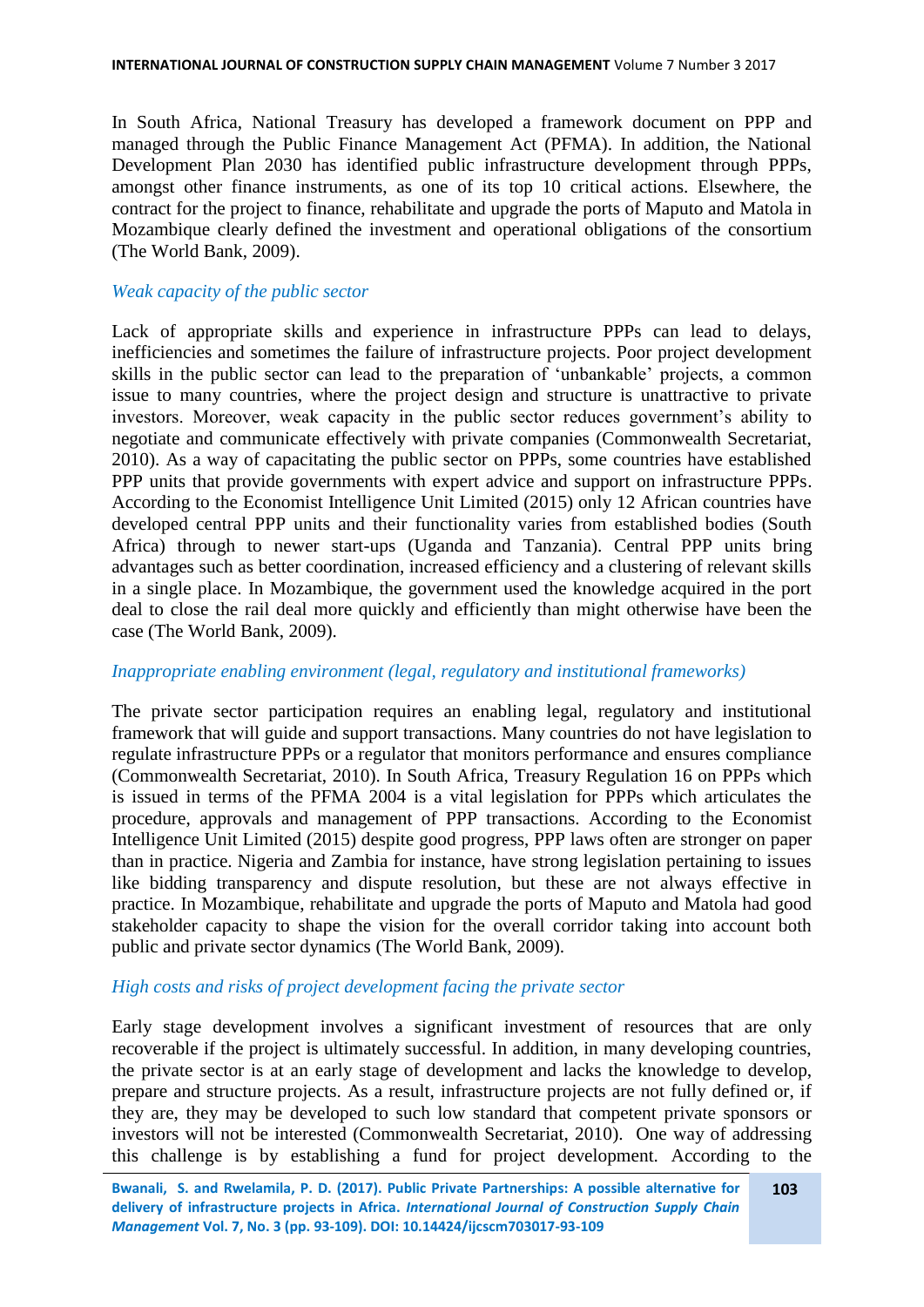In South Africa, National Treasury has developed a framework document on PPP and managed through the Public Finance Management Act (PFMA). In addition, the National Development Plan 2030 has identified public infrastructure development through PPPs, amongst other finance instruments, as one of its top 10 critical actions. Elsewhere, the contract for the project to finance, rehabilitate and upgrade the ports of Maputo and Matola in Mozambique clearly defined the investment and operational obligations of the consortium (The World Bank, 2009).

*Weak capacity of the public sector*

Lack of appropriate skills and experience in infrastructure PPPs can lead to delays, inefficiencies and sometimes the failure of infrastructure projects. Poor project development skills in the public sector can lead to the preparation of 'unbankable' projects, a common issue to many countries, where the project design and structure is unattractive to private investors. Moreover, weak capacity in the public sector reduces government's ability to negotiate and communicate effectively with private companies (Commonwealth Secretariat, 2010). As a way of capacitating the public sector on PPPs, some countries have established PPP units that provide governments with expert advice and support on infrastructure PPPs. According to the Economist Intelligence Unit Limited (2015) only 12 African countries have developed central PPP units and their functionality varies from established bodies (South Africa) through to newer start-ups (Uganda and Tanzania). Central PPP units bring advantages such as better coordination, increased efficiency and a clustering of relevant skills in a single place. In Mozambique, the government used the knowledge acquired in the port deal to close the rail deal more quickly and efficiently than might otherwise have been the case (The World Bank, 2009).

*Inappropriate enabling environment (legal, regulatory and institutional frameworks)*

The private sector participation requires an enabling legal, regulatory and institutional framework that will guide and support transactions. Many countries do not have legislation to regulate infrastructure PPPs or a regulator that monitors performance and ensures compliance (Commonwealth Secretariat, 2010). In South Africa, Treasury Regulation 16 on PPPs which is issued in terms of the PFMA 2004 is a vital legislation for PPPs which articulates the procedure, approvals and management of PPP transactions. According to the Economist Intelligence Unit Limited (2015) despite good progress, PPP laws often are stronger on paper than in practice. Nigeria and Zambia for instance, have strong legislation pertaining to issues like bidding transparency and dispute resolution, but these are not always effective in practice. In Mozambique, rehabilitate and upgrade the ports of Maputo and Matola had good stakeholder capacity to shape the vision for the overall corridor taking into account both public and private sector dynamics (The World Bank, 2009).

*High costs and risks of project development facing the private sector*

Early stage development involves a significant investment of resources that are only recoverable if the project is ultimately successful. In addition, in many developing countries, the private sector is at an early stage of development and lacks the knowledge to develop, prepare and structure projects. As a result, infrastructure projects are not fully defined or, if they are, they may be developed to such low standard that competent private sponsors or investors will not be interested (Commonwealth Secretariat, 2010). One way of addressing this challenge is by establishing a fund for project development. According to the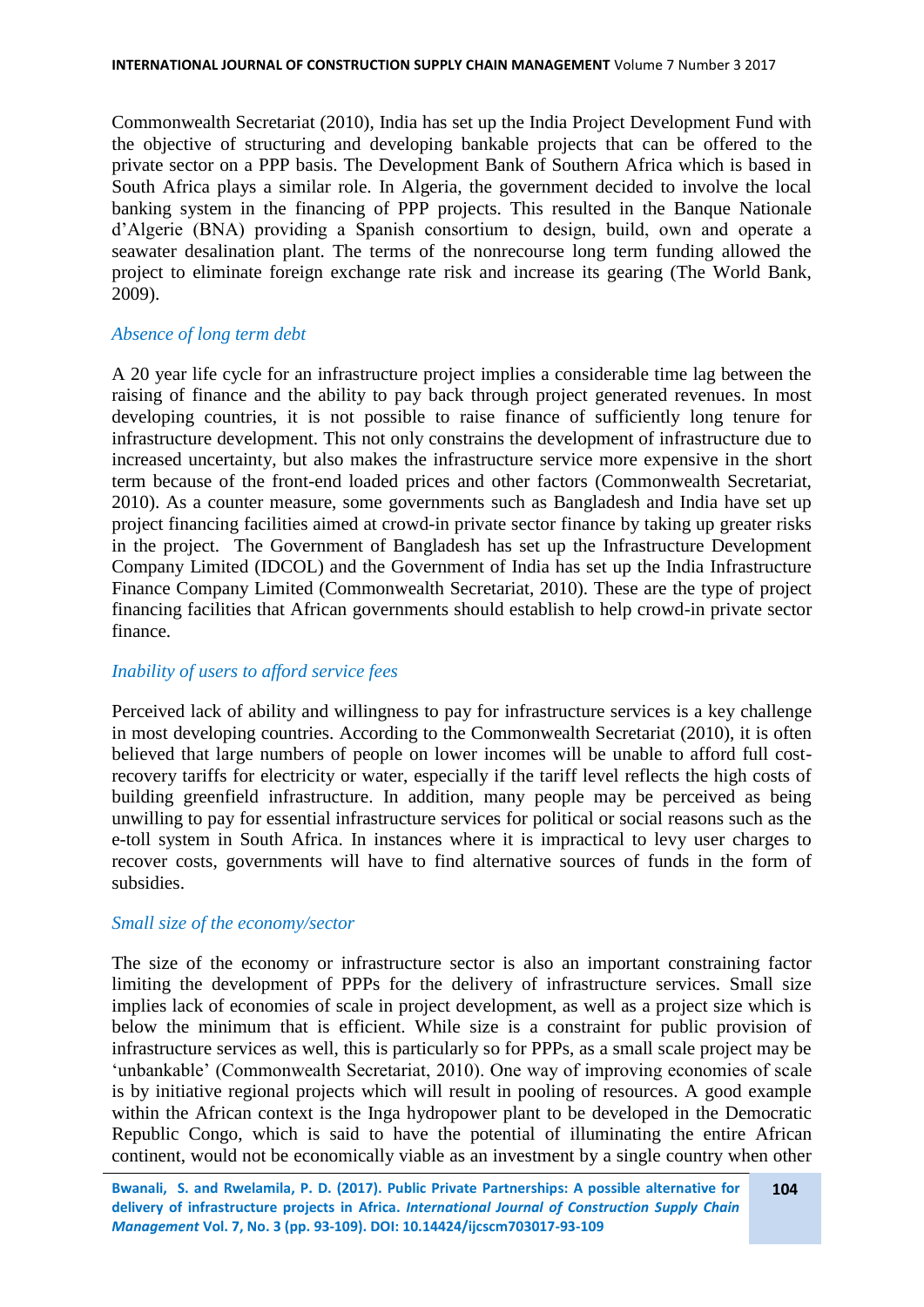Commonwealth Secretariat (2010), India has set up the India Project Development Fund with the objective of structuring and developing bankable projects that can be offered to the private sector on a PPP basis. The Development Bank of Southern Africa which is based in South Africa plays a similar role. In Algeria, the government decided to involve the local banking system in the financing of PPP projects. This resulted in the Banque Nationale d'Algerie (BNA) providing a Spanish consortium to design, build, own and operate a seawater desalination plant. The terms of the nonrecourse long term funding allowed the project to eliminate foreign exchange rate risk and increase its gearing (The World Bank, 2009).

### *Absence of long term debt*

A 20 year life cycle for an infrastructure project implies a considerable time lag between the raising of finance and the ability to pay back through project generated revenues. In most developing countries, it is not possible to raise finance of sufficiently long tenure for infrastructure development. This not only constrains the development of infrastructure due to increased uncertainty, but also makes the infrastructure service more expensive in the short term because of the front-end loaded prices and other factors (Commonwealth Secretariat, 2010). As a counter measure, some governments such as Bangladesh and India have set up project financing facilities aimed at crowd-in private sector finance by taking up greater risks in the project. The Government of Bangladesh has set up the Infrastructure Development Company Limited (IDCOL) and the Government of India has set up the India Infrastructure Finance Company Limited (Commonwealth Secretariat, 2010). These are the type of project financing facilities that African governments should establish to help crowd-in private sector finance.

### *Inability of users to afford service fees*

Perceived lack of ability and willingness to pay for infrastructure services is a key challenge in most developing countries. According to the Commonwealth Secretariat (2010), it is often believed that large numbers of people on lower incomes will be unable to afford full cost-recovery tariffs for electricity or water, especially if the tariff level reflects the high costs of building greenfield infrastructure. In addition, many people may be perceived as being unwilling to pay for essential infrastructure services for political or social reasons such as the e-toll system in South Africa. In instances where it is impractical to levy user charges to recover costs, governments will have to find alternative sources of funds in the form of subsidies.

### *Small size of the economy/sector*

The size of the economy or infrastructure sector is also an important constraining factor limiting the development of PPPs for the delivery of infrastructure services. Small size implies lack of economies of scale in project development, as well as a project size which is below the minimum that is efficient. While size is a constraint for public provision of infrastructure services as well, this is particularly so for PPPs, as a small scale project may be 'unbankable' (Commonwealth Secretariat, 2010). One way of improving economies of scale is by initiative regional projects which will result in pooling of resources. A good example within the African context is the Inga hydropower plant to be developed in the Democratic Republic Congo, which is said to have the potential of illuminating the entire African continent, would not be economically viable as an investment by a single country when other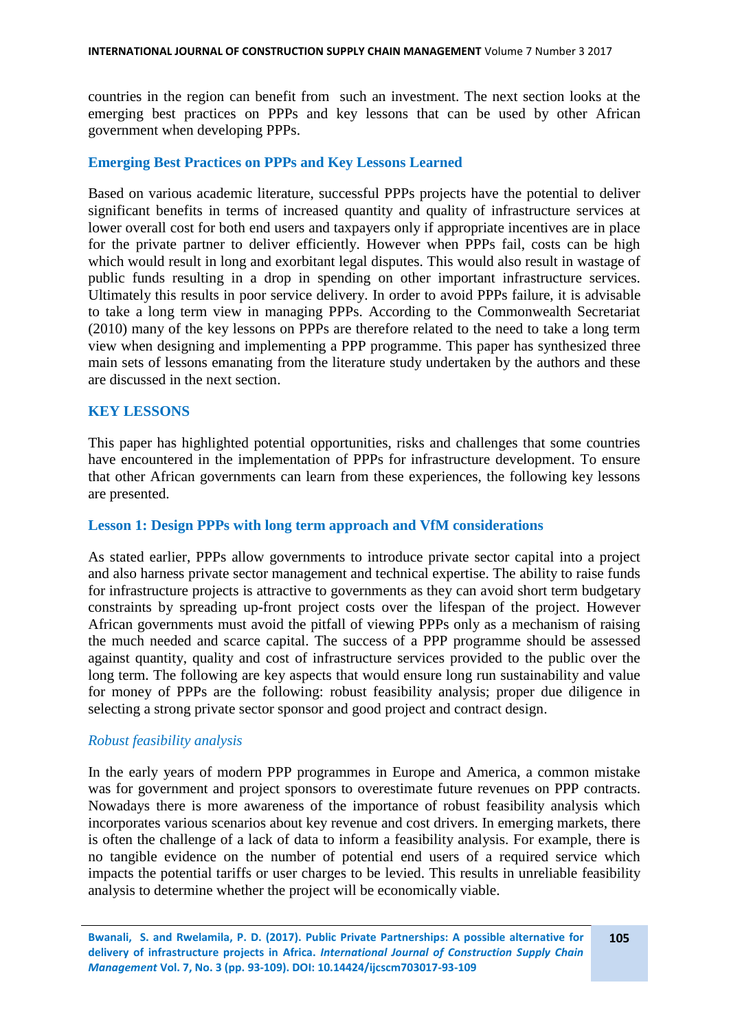countries in the region can benefit from such an investment. The next section looks at the emerging best practices on PPPs and key lessons that can be used by other African government when developing PPPs.

## Emerging Best Practices on PPPs and Key Lessons Learned

Based on various academic literature, successful PPPs projects have the potential to deliver significant benefits in terms of increased quantity and quality of infrastructure services at lower overall cost for both end users and taxpayers only if appropriate incentives are in place for the private partner to deliver efficiently. However when PPPs fail, costs can be high which would result in long and exorbitant legal disputes. This would also result in wastage of public funds resulting in a drop in spending on other important infrastructure services. Ultimately this results in poor service delivery. In order to avoid PPPs failure, it is advisable to take a long term view in managing PPPs. According to the Commonwealth Secretariat (2010) many of the key lessons on PPPs are therefore related to the need to take a long term view when designing and implementing a PPP programme. This paper has synthesized three main sets of lessons emanating from the literature study undertaken by the authors and these are discussed in the next section.

## KEY LESSONS

This paper has highlighted potential opportunities, risks and challenges that some countries have encountered in the implementation of PPPs for infrastructure development. To ensure that other African governments can learn from these experiences, the following key lessons are presented.

### Lesson 1: Design PPPs with long term approach and VfM considerations

As stated earlier, PPPs allow governments to introduce private sector capital into a project and also harness private sector management and technical expertise. The ability to raise funds for infrastructure projects is attractive to governments as they can avoid short term budgetary constraints by spreading up-front project costs over the lifespan of the project. However African governments must avoid the pitfall of viewing PPPs only as a mechanism of raising the much needed and scarce capital. The success of a PPP programme should be assessed against quantity, quality and cost of infrastructure services provided to the public over the long term. The following are key aspects that would ensure long run sustainability and value for money of PPPs are the following: robust feasibility analysis; proper due diligence in selecting a strong private sector sponsor and good project and contract design.

#### *Robust feasibility analysis*

In the early years of modern PPP programmes in Europe and America, a common mistake was for government and project sponsors to overestimate future revenues on PPP contracts. Nowadays there is more awareness of the importance of robust feasibility analysis which incorporates various scenarios about key revenue and cost drivers. In emerging markets, there is often the challenge of a lack of data to inform a feasibility analysis. For example, there is no tangible evidence on the number of potential end users of a required service which impacts the potential tariffs or user charges to be levied. This results in unreliable feasibility analysis to determine whether the project will be economically viable.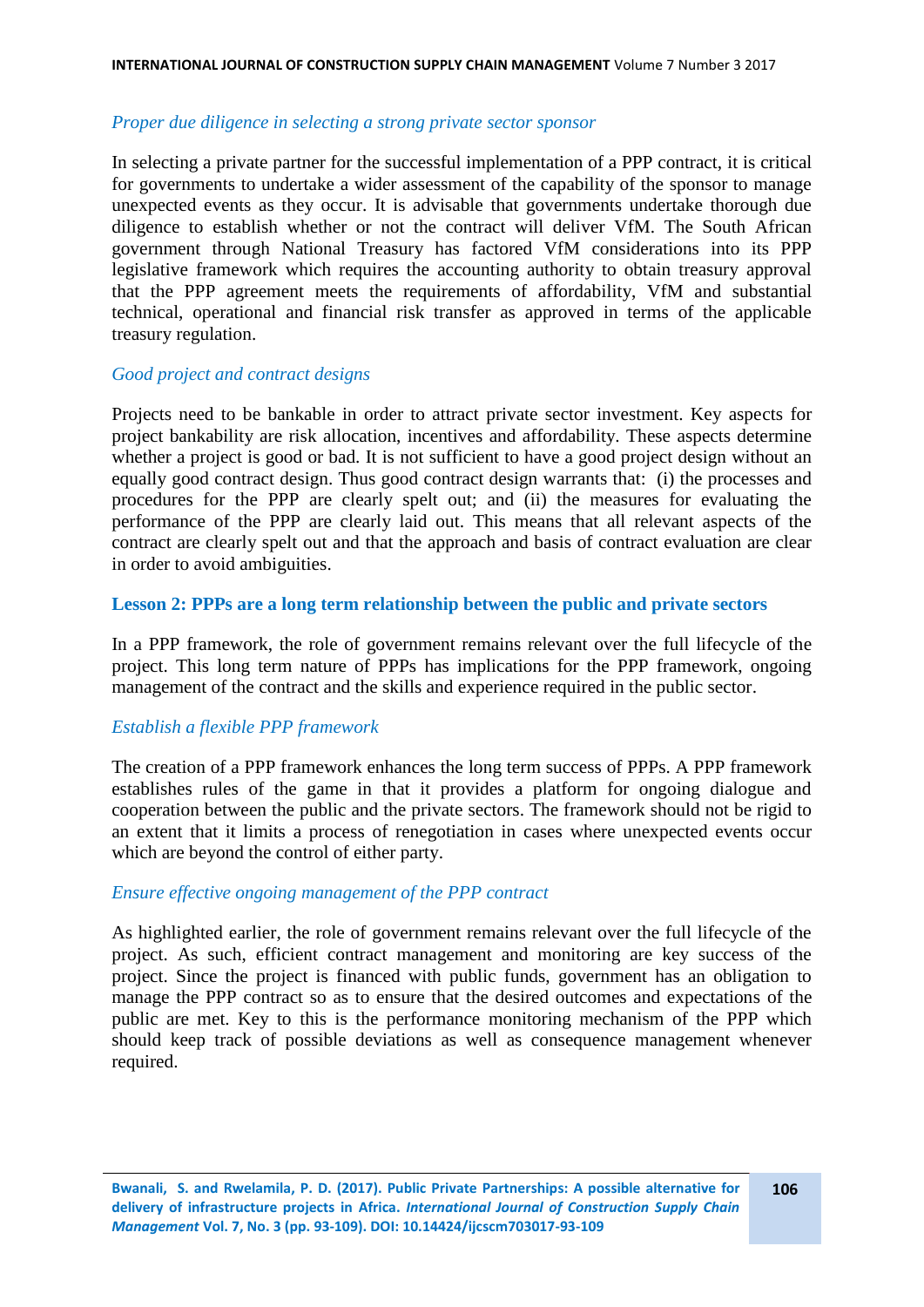*Proper due diligence in selecting a strong private sector sponsor*

In selecting a private partner for the successful implementation of a PPP contract, it is critical for governments to undertake a wider assessment of the capability of the sponsor to manage unexpected events as they occur. It is advisable that governments undertake thorough due diligence to establish whether or not the contract will deliver VfM. The South African government through National Treasury has factored VfM considerations into its PPP legislative framework which requires the accounting authority to obtain treasury approval that the PPP agreement meets the requirements of affordability, VfM and substantial technical, operational and financial risk transfer as approved in terms of the applicable treasury regulation.

*Good project and contract designs*

Projects need to be bankable in order to attract private sector investment. Key aspects for project bankability are risk allocation, incentives and affordability. These aspects determine whether a project is good or bad. It is not sufficient to have a good project design without an equally good contract design. Thus good contract design warrants that: (i) the processes and procedures for the PPP are clearly spelt out; and (ii) the measures for evaluating the performance of the PPP are clearly laid out. This means that all relevant aspects of the contract are clearly spelt out and that the approach and basis of contract evaluation are clear in order to avoid ambiguities.

### Lesson 2: PPPs are a long term relationship between the public and private sectors

In a PPP framework, the role of government remains relevant over the full lifecycle of the project. This long term nature of PPPs has implications for the PPP framework, ongoing management of the contract and the skills and experience required in the public sector.

*Establish a flexible PPP framework*

The creation of a PPP framework enhances the long term success of PPPs. A PPP framework establishes rules of the game in that it provides a platform for ongoing dialogue and cooperation between the public and the private sectors. The framework should not be rigid to an extent that it limits a process of renegotiation in cases where unexpected events occur which are beyond the control of either party.

*Ensure effective ongoing management of the PPP contract*

As highlighted earlier, the role of government remains relevant over the full lifecycle of the project. As such, efficient contract management and monitoring are key success of the project. Since the project is financed with public funds, government has an obligation to manage the PPP contract so as to ensure that the desired outcomes and expectations of the public are met. Key to this is the performance monitoring mechanism of the PPP which should keep track of possible deviations as well as consequence management whenever required.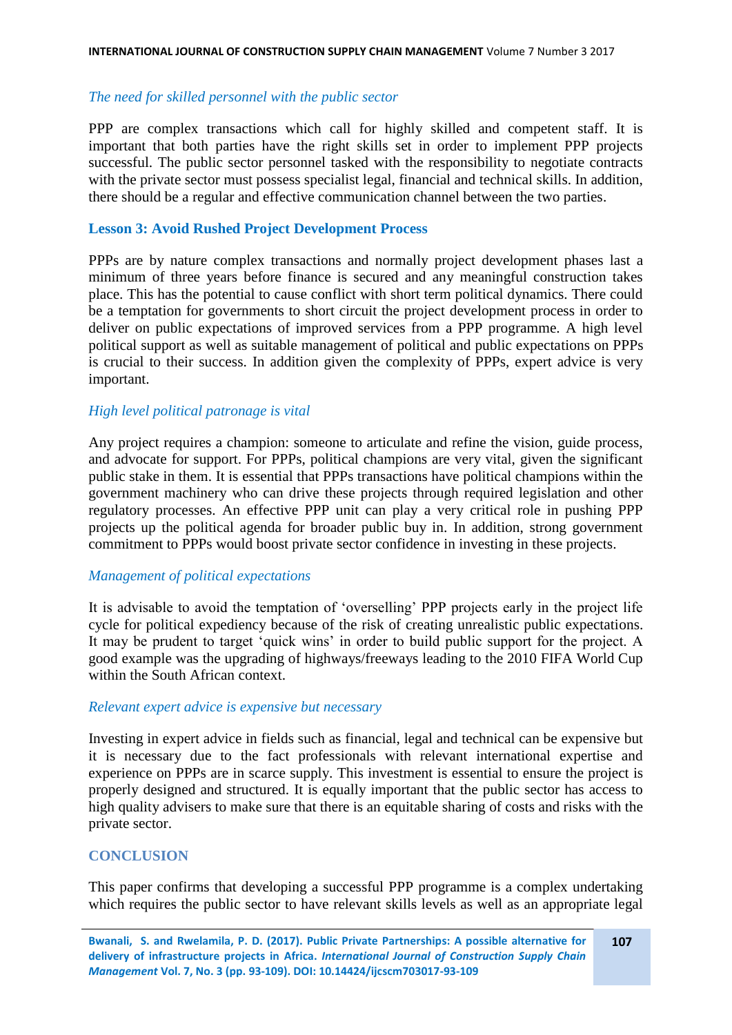*The need for skilled personnel with the public sector*

PPP are complex transactions which call for highly skilled and competent staff. It is important that both parties have the right skills set in order to implement PPP projects successful. The public sector personnel tasked with the responsibility to negotiate contracts with the private sector must possess specialist legal, financial and technical skills. In addition, there should be a regular and effective communication channel between the two parties.

### Lesson 3: Avoid Rushed Project Development Process

PPPs are by nature complex transactions and normally project development phases last a minimum of three years before finance is secured and any meaningful construction takes place. This has the potential to cause conflict with short term political dynamics. There could be a temptation for governments to short circuit the project development process in order to deliver on public expectations of improved services from a PPP programme. A high level political support as well as suitable management of political and public expectations on PPPs is crucial to their success. In addition given the complexity of PPPs, expert advice is very important.

*High level political patronage is vital*

Any project requires a champion: someone to articulate and refine the vision, guide process, and advocate for support. For PPPs, political champions are very vital, given the significant public stake in them. It is essential that PPPs transactions have political champions within the government machinery who can drive these projects through required legislation and other regulatory processes. An effective PPP unit can play a very critical role in pushing PPP projects up the political agenda for broader public buy in. In addition, strong government commitment to PPPs would boost private sector confidence in investing in these projects.

*Management of political expectations*

It is advisable to avoid the temptation of 'overselling' PPP projects early in the project life cycle for political expediency because of the risk of creating unrealistic public expectations. It may be prudent to target 'quick wins' in order to build public support for the project. A good example was the upgrading of highways/freeways leading to the 2010 FIFA World Cup within the South African context.

*Relevant expert advice is expensive but necessary*

Investing in expert advice in fields such as financial, legal and technical can be expensive but it is necessary due to the fact professionals with relevant international expertise and experience on PPPs are in scarce supply. This investment is essential to ensure the project is properly designed and structured. It is equally important that the public sector has access to high quality advisers to make sure that there is an equitable sharing of costs and risks with the private sector.

## CONCLUSION

This paper confirms that developing a successful PPP programme is a complex undertaking which requires the public sector to have relevant skills levels as well as an appropriate legal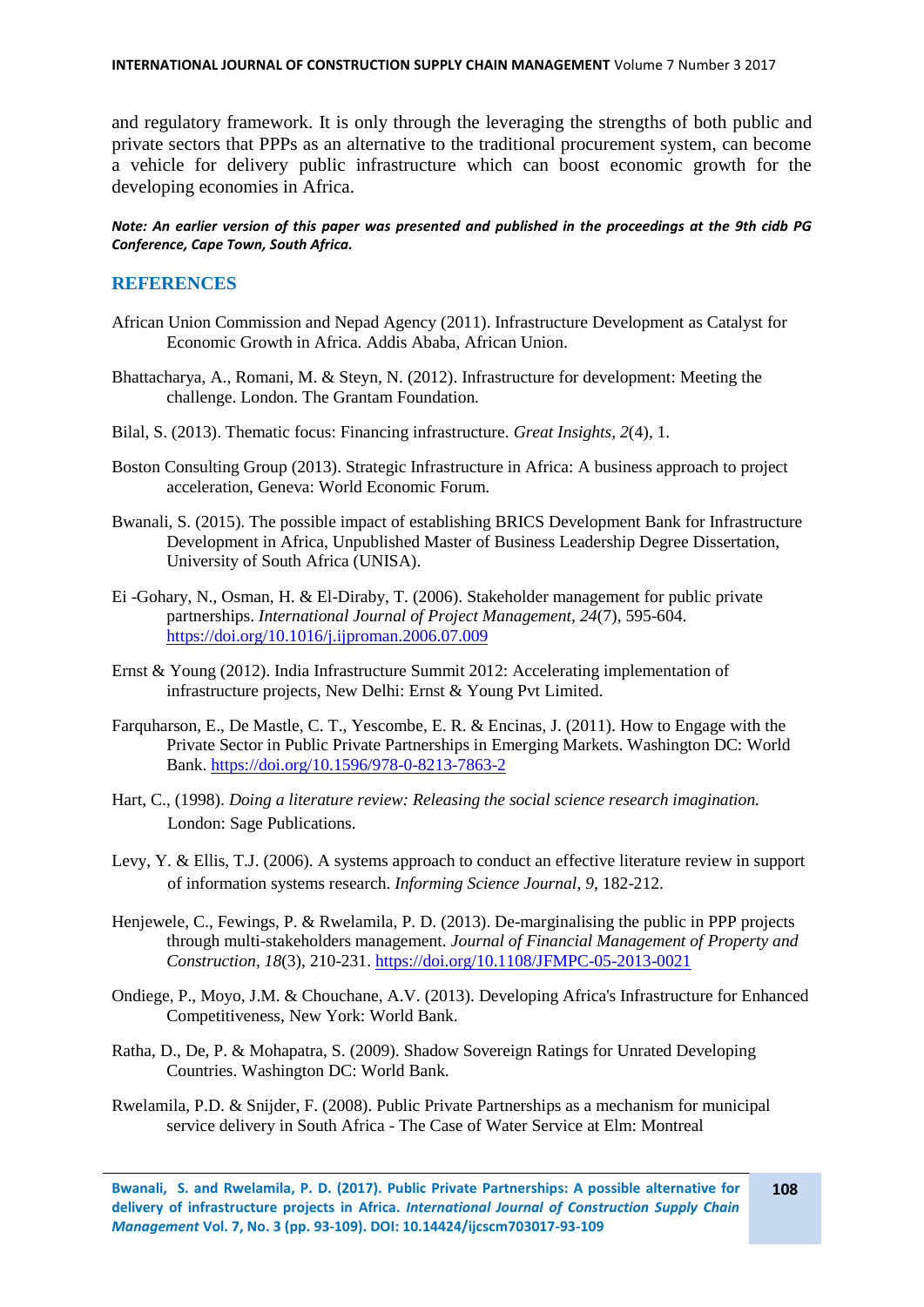and regulatory framework. It is only through the leveraging the strengths of both public and private sectors that PPPs as an alternative to the traditional procurement system, can become a vehicle for delivery public infrastructure which can boost economic growth for the developing economies in Africa.

***Note: An earlier version of this paper was presented and published in the proceedings at the 9th cidb PG Conference, Cape Town, South Africa.***

## REFERENCES

African Union Commission and Nepad Agency (2011). Infrastructure Development as Catalyst for Economic Growth in Africa. Addis Ababa, African Union.

Bhattacharya, A., Romani, M. & Steyn, N. (2012). Infrastructure for development: Meeting the challenge. London. The Grantam Foundation.

Bilal, S. (2013). Thematic focus: Financing infrastructure. *Great Insights, 2*(4), 1.

Boston Consulting Group (2013). Strategic Infrastructure in Africa: A business approach to project acceleration, Geneva: World Economic Forum.

Bwanali, S. (2015). The possible impact of establishing BRICS Development Bank for Infrastructure Development in Africa, Unpublished Master of Business Leadership Degree Dissertation, University of South Africa (UNISA).

Ei -Gohary, N., Osman, H. & El-Diraby, T. (2006). Stakeholder management for public private partnerships. *International Journal of Project Management, 24*(7), 595-604. https://doi.org/10.1016/j.ijproman.2006.07.009

Ernst & Young (2012). India Infrastructure Summit 2012: Accelerating implementation of infrastructure projects, New Delhi: Ernst & Young Pvt Limited.

Farquharson, E., De Mastle, C. T., Yescombe, E. R. & Encinas, J. (2011). How to Engage with the Private Sector in Public Private Partnerships in Emerging Markets. Washington DC: World Bank. https://doi.org/10.1596/978-0-8213-7863-2

Hart, C., (1998). *Doing a literature review: Releasing the social science research imagination.* London: Sage Publications.

Levy, Y. & Ellis, T.J. (2006). A systems approach to conduct an effective literature review in support of information systems research. *Informing Science Journal, 9*, 182-212.

Henjewele, C., Fewings, P. & Rwelamila, P. D. (2013). De-marginalising the public in PPP projects through multi-stakeholders management. *Journal of Financial Management of Property and Construction, 18*(3), 210-231. https://doi.org/10.1108/JFMPC-05-2013-0021

Ondiege, P., Moyo, J.M. & Chouchane, A.V. (2013). Developing Africa's Infrastructure for Enhanced Competitiveness, New York: World Bank.

Ratha, D., De, P. & Mohapatra, S. (2009). Shadow Sovereign Ratings for Unrated Developing Countries. Washington DC: World Bank.

Rwelamila, P.D. & Snijder, F. (2008). Public Private Partnerships as a mechanism for municipal service delivery in South Africa - The Case of Water Service at Elm: Montreal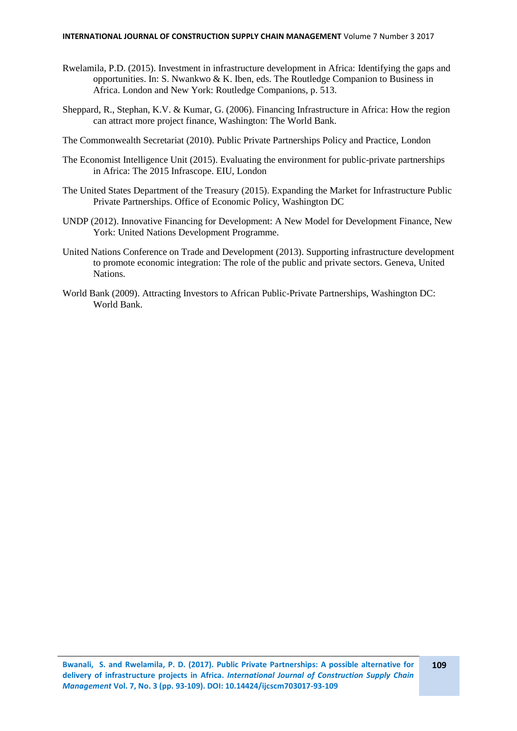Rwelamila, P.D. (2015). Investment in infrastructure development in Africa: Identifying the gaps and opportunities. In: S. Nwankwo & K. Iben, eds. The Routledge Companion to Business in Africa. London and New York: Routledge Companions, p. 513.

Sheppard, R., Stephan, K.V. & Kumar, G. (2006). Financing Infrastructure in Africa: How the region can attract more project finance, Washington: The World Bank.

The Commonwealth Secretariat (2010). Public Private Partnerships Policy and Practice, London

The Economist Intelligence Unit (2015). Evaluating the environment for public-private partnerships in Africa: The 2015 Infrascope. EIU, London

The United States Department of the Treasury (2015). Expanding the Market for Infrastructure Public Private Partnerships. Office of Economic Policy, Washington DC

UNDP (2012). Innovative Financing for Development: A New Model for Development Finance, New York: United Nations Development Programme.

United Nations Conference on Trade and Development (2013). Supporting infrastructure development to promote economic integration: The role of the public and private sectors. Geneva, United Nations.

World Bank (2009). Attracting Investors to African Public-Private Partnerships, Washington DC: World Bank.